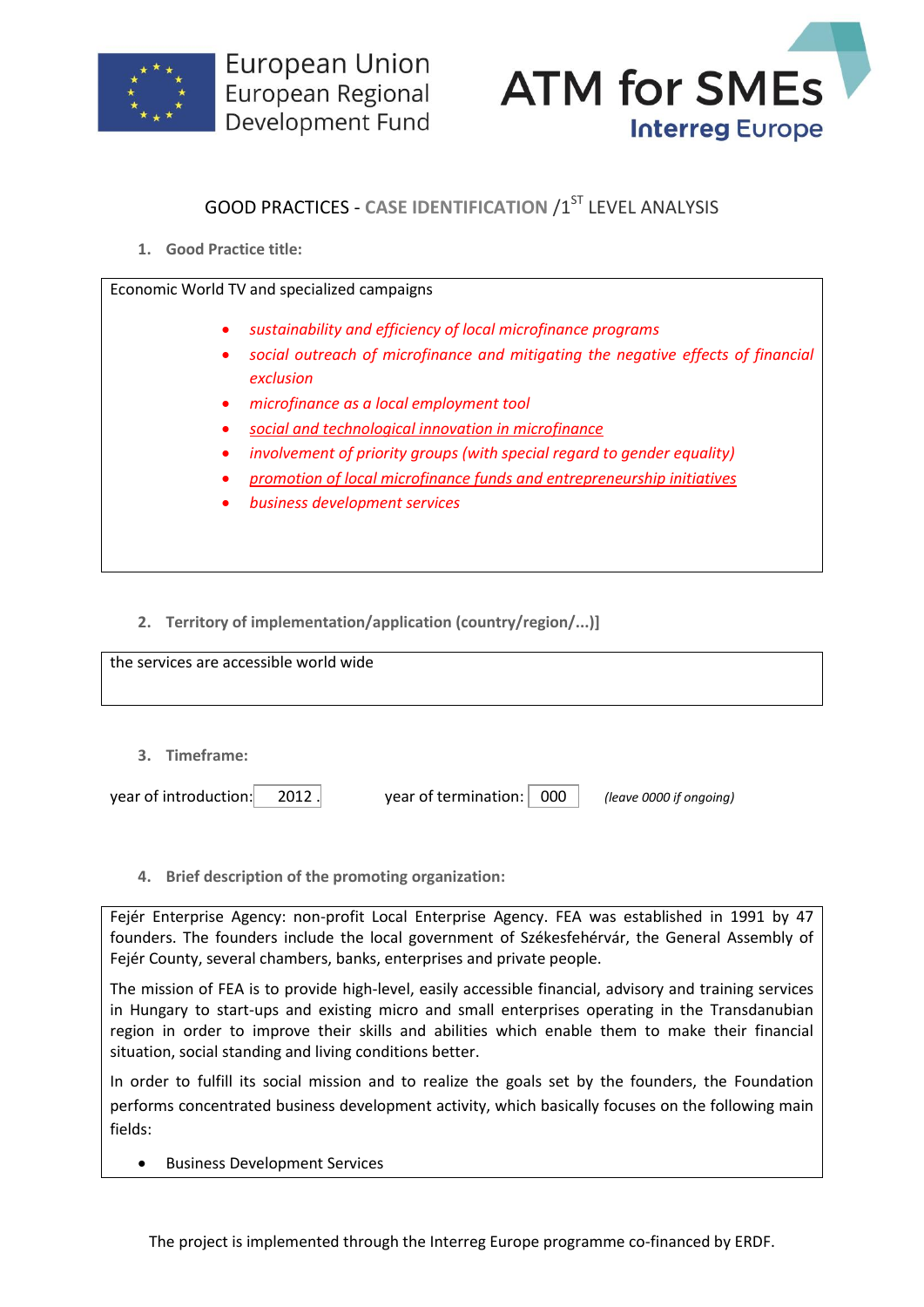European Union
European Regional
Development Fund

ATM for SMEs
Interreg Europe

## GOOD PRACTICES - CASE IDENTIFICATION /1ST LEVEL ANALYSIS

### 1. Good Practice title:

Economic World TV and specialized campaigns

- *sustainability and efficiency of local microfinance programs*
- *social outreach of microfinance and mitigating the negative effects of financial exclusion*
- *microfinance as a local employment tool*
- *social and technological innovation in microfinance*
- *involvement of priority groups (with special regard to gender equality)*
- *promotion of local microfinance funds and entrepreneurship initiatives*
- *business development services*

### 2. Territory of implementation/application (country/region/...)]

the services are accessible world wide

### 3. Timeframe:

year of introduction: 2012 .   year of termination: 000   *(leave 0000 if ongoing)*

### 4. Brief description of the promoting organization:

Fejér Enterprise Agency: non-profit Local Enterprise Agency. FEA was established in 1991 by 47 founders. The founders include the local government of Székesfehérvár, the General Assembly of Fejér County, several chambers, banks, enterprises and private people.

The mission of FEA is to provide high-level, easily accessible financial, advisory and training services in Hungary to start-ups and existing micro and small enterprises operating in the Transdanubian region in order to improve their skills and abilities which enable them to make their financial situation, social standing and living conditions better.

In order to fulfill its social mission and to realize the goals set by the founders, the Foundation performs concentrated business development activity, which basically focuses on the following main fields:

- Business Development Services

The project is implemented through the Interreg Europe programme co-financed by ERDF.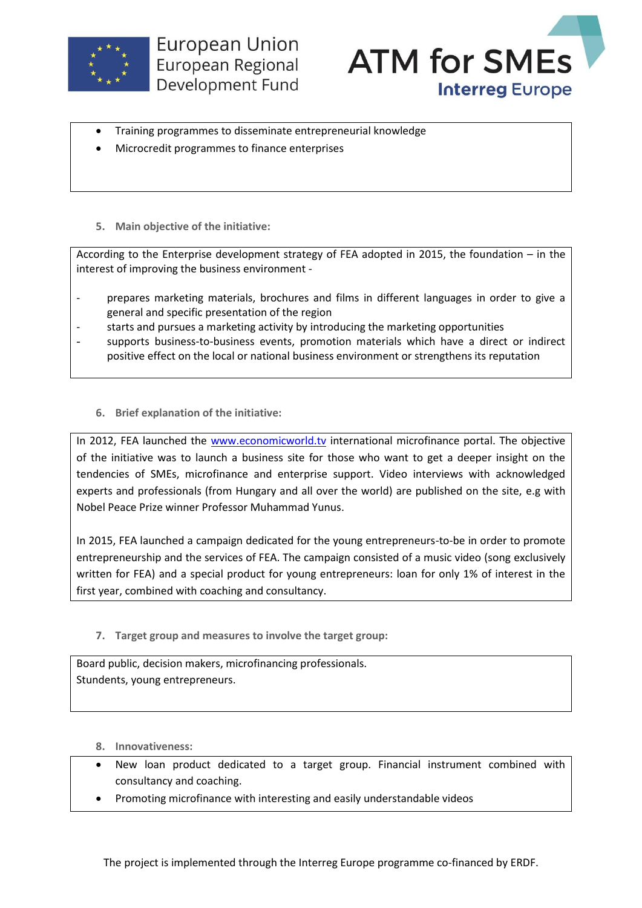- Training programmes to disseminate entrepreneurial knowledge
- Microcredit programmes to finance enterprises

5. **Main objective of the initiative:**

According to the Enterprise development strategy of FEA adopted in 2015, the foundation – in the interest of improving the business environment -

- prepares marketing materials, brochures and films in different languages in order to give a general and specific presentation of the region
- starts and pursues a marketing activity by introducing the marketing opportunities
- supports business-to-business events, promotion materials which have a direct or indirect positive effect on the local or national business environment or strengthens its reputation

6. **Brief explanation of the initiative:**

In 2012, FEA launched the [www.economicworld.tv](http://www.economicworld.tv) international microfinance portal. The objective of the initiative was to launch a business site for those who want to get a deeper insight on the tendencies of SMEs, microfinance and enterprise support. Video interviews with acknowledged experts and professionals (from Hungary and all over the world) are published on the site, e.g with Nobel Peace Prize winner Professor Muhammad Yunus.

In 2015, FEA launched a campaign dedicated for the young entrepreneurs-to-be in order to promote entrepreneurship and the services of FEA. The campaign consisted of a music video (song exclusively written for FEA) and a special product for young entrepreneurs: loan for only 1% of interest in the first year, combined with coaching and consultancy.

7. **Target group and measures to involve the target group:**

Board public, decision makers, microfinancing professionals.
Stundents, young entrepreneurs.

8. **Innovativeness:**

- New loan product dedicated to a target group. Financial instrument combined with consultancy and coaching.
- Promoting microfinance with interesting and easily understandable videos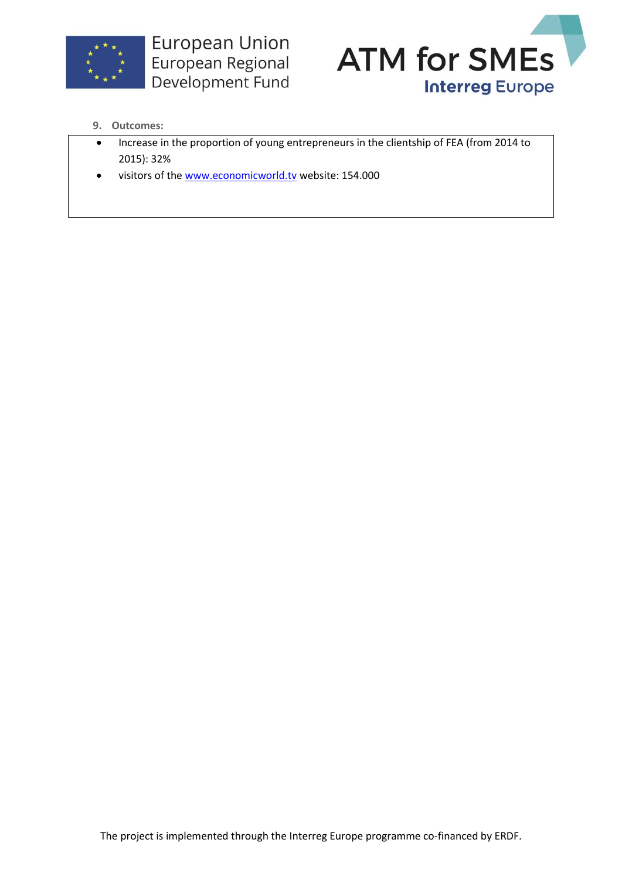9. **Outcomes:**

- Increase in the proportion of young entrepreneurs in the clientship of FEA (from 2014 to 2015): 32%
- visitors of the www.economicworld.tv website: 154.000